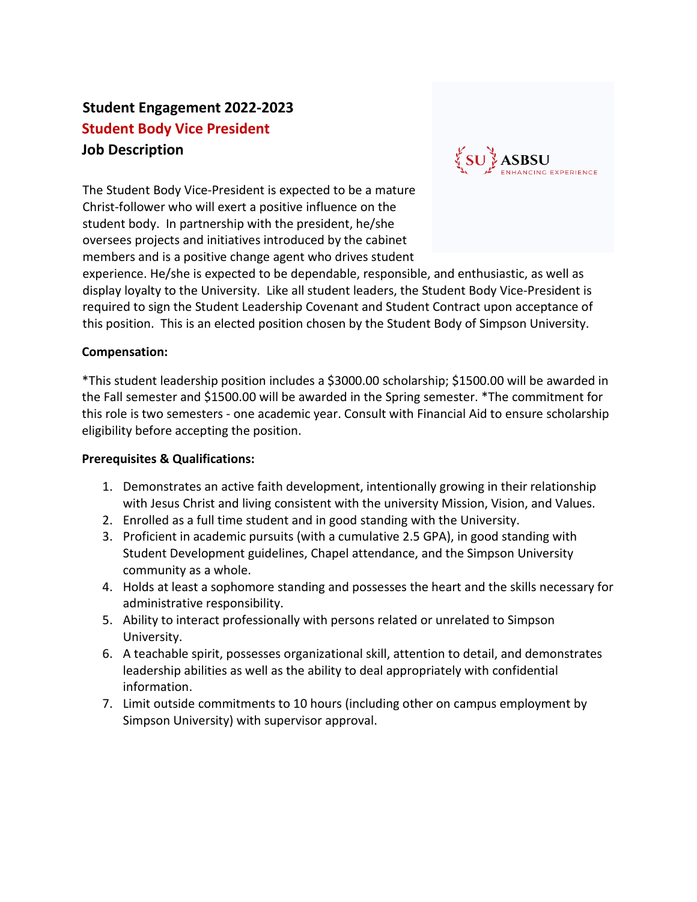# Student Engagement 2022-2023

## Student Body Vice President

## Job Description

The Student Body Vice-President is expected to be a mature Christ-follower who will exert a positive influence on the student body. In partnership with the president, he/she oversees projects and initiatives introduced by the cabinet members and is a positive change agent who drives student experience. He/she is expected to be dependable, responsible, and enthusiastic, as well as display loyalty to the University. Like all student leaders, the Student Body Vice-President is required to sign the Student Leadership Covenant and Student Contract upon acceptance of this position. This is an elected position chosen by the Student Body of Simpson University.

**Compensation:**

*This student leadership position includes a $3000.00 scholarship; $1500.00 will be awarded in the Fall semester and $1500.00 will be awarded in the Spring semester. *The commitment for this role is two semesters - one academic year. Consult with Financial Aid to ensure scholarship eligibility before accepting the position.

**Prerequisites & Qualifications:**

1. Demonstrates an active faith development, intentionally growing in their relationship with Jesus Christ and living consistent with the university Mission, Vision, and Values.
2. Enrolled as a full time student and in good standing with the University.
3. Proficient in academic pursuits (with a cumulative 2.5 GPA), in good standing with Student Development guidelines, Chapel attendance, and the Simpson University community as a whole.
4. Holds at least a sophomore standing and possesses the heart and the skills necessary for administrative responsibility.
5. Ability to interact professionally with persons related or unrelated to Simpson University.
6. A teachable spirit, possesses organizational skill, attention to detail, and demonstrates leadership abilities as well as the ability to deal appropriately with confidential information.
7. Limit outside commitments to 10 hours (including other on campus employment by Simpson University) with supervisor approval.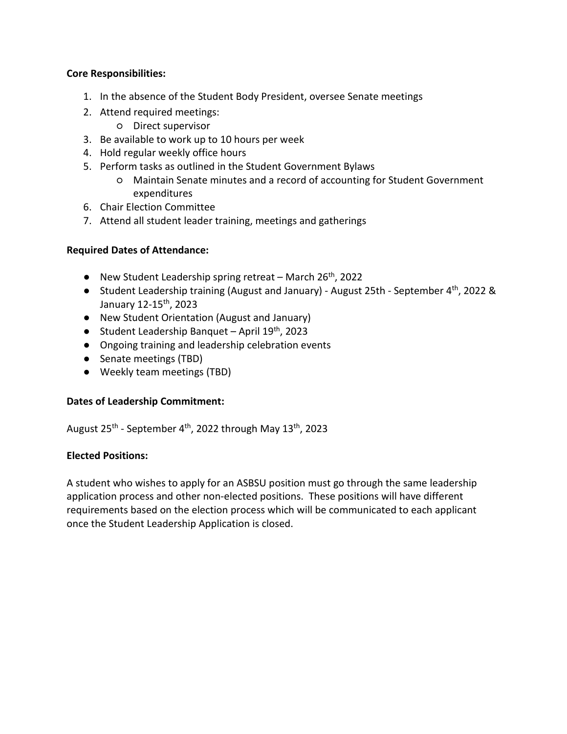**Core Responsibilities:**

1. In the absence of the Student Body President, oversee Senate meetings
2. Attend required meetings:
    - Direct supervisor
3. Be available to work up to 10 hours per week
4. Hold regular weekly office hours
5. Perform tasks as outlined in the Student Government Bylaws
    - Maintain Senate minutes and a record of accounting for Student Government expenditures
6. Chair Election Committee
7. Attend all student leader training, meetings and gatherings

**Required Dates of Attendance:**

- New Student Leadership spring retreat – March 26th, 2022
- Student Leadership training (August and January) - August 25th - September 4th, 2022 & January 12-15th, 2023
- New Student Orientation (August and January)
- Student Leadership Banquet – April 19th, 2023
- Ongoing training and leadership celebration events
- Senate meetings (TBD)
- Weekly team meetings (TBD)

**Dates of Leadership Commitment:**

August 25th - September 4th, 2022 through May 13th, 2023

**Elected Positions:**

A student who wishes to apply for an ASBSU position must go through the same leadership application process and other non-elected positions. These positions will have different requirements based on the election process which will be communicated to each applicant once the Student Leadership Application is closed.